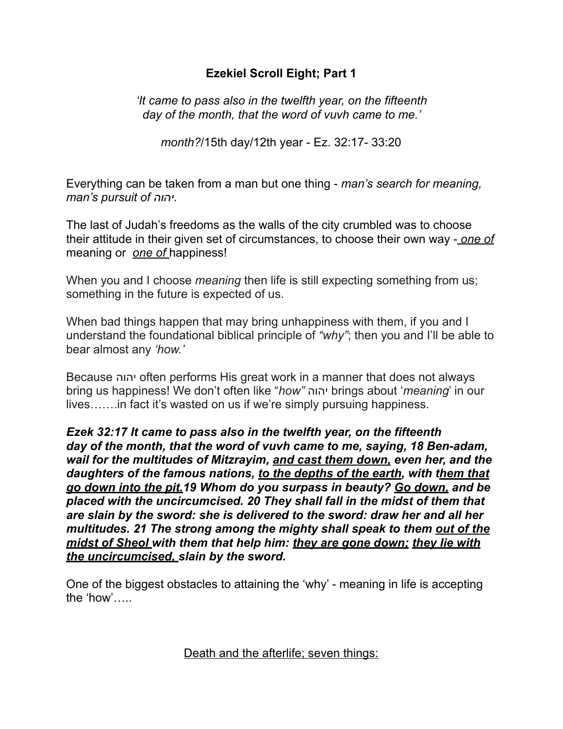**Ezekiel Scroll Eight; Part 1**

*'It came to pass also in the twelfth year, on the fifteenth day of the month, that the word of vuvh came to me.'*

*month?*/15th day/12th year - Ez. 32:17- 33:20

Everything can be taken from a man but one thing - *man's search for meaning, man's pursuit of יהוה.*

The last of Judah's freedoms as the walls of the city crumbled was to choose their attitude in their given set of circumstances, to choose their own way - *one of* meaning or *one of* happiness!

When you and I choose *meaning* then life is still expecting something from us; something in the future is expected of us.

When bad things happen that may bring unhappiness with them, if you and I understand the foundational biblical principle of *"why"*; then you and I'll be able to bear almost any *'how.'*

Because יהוה often performs His great work in a manner that does not always bring us happiness! We don't often like "*how"* יהוה brings about '*meaning*' in our lives…….in fact it's wasted on us if we're simply pursuing happiness.

***Ezek 32:17 It came to pass also in the twelfth year, on the fifteenth day of the month, that the word of vuvh came to me, saying, 18 Ben-adam, wail for the multitudes of Mitzrayim, <u>and cast them down,</u> even her, and the daughters of the famous nations, <u>to the depths of the earth</u>, with t<u>hem that go down into the pit.</u>19 Whom do you surpass in beauty? <u>Go down,</u> and be placed with the uncircumcised. 20 They shall fall in the midst of them that are slain by the sword: she is delivered to the sword: draw her and all her multitudes. 21 The strong among the mighty shall speak to them <u>out of the midst of Sheol</u> with them that help him: <u>they are gone down;</u> <u>they lie with the uncircumcised,</u> slain by the sword.***

One of the biggest obstacles to attaining the 'why' - meaning in life is accepting the 'how'…..

<u>Death and the afterlife; seven things:</u>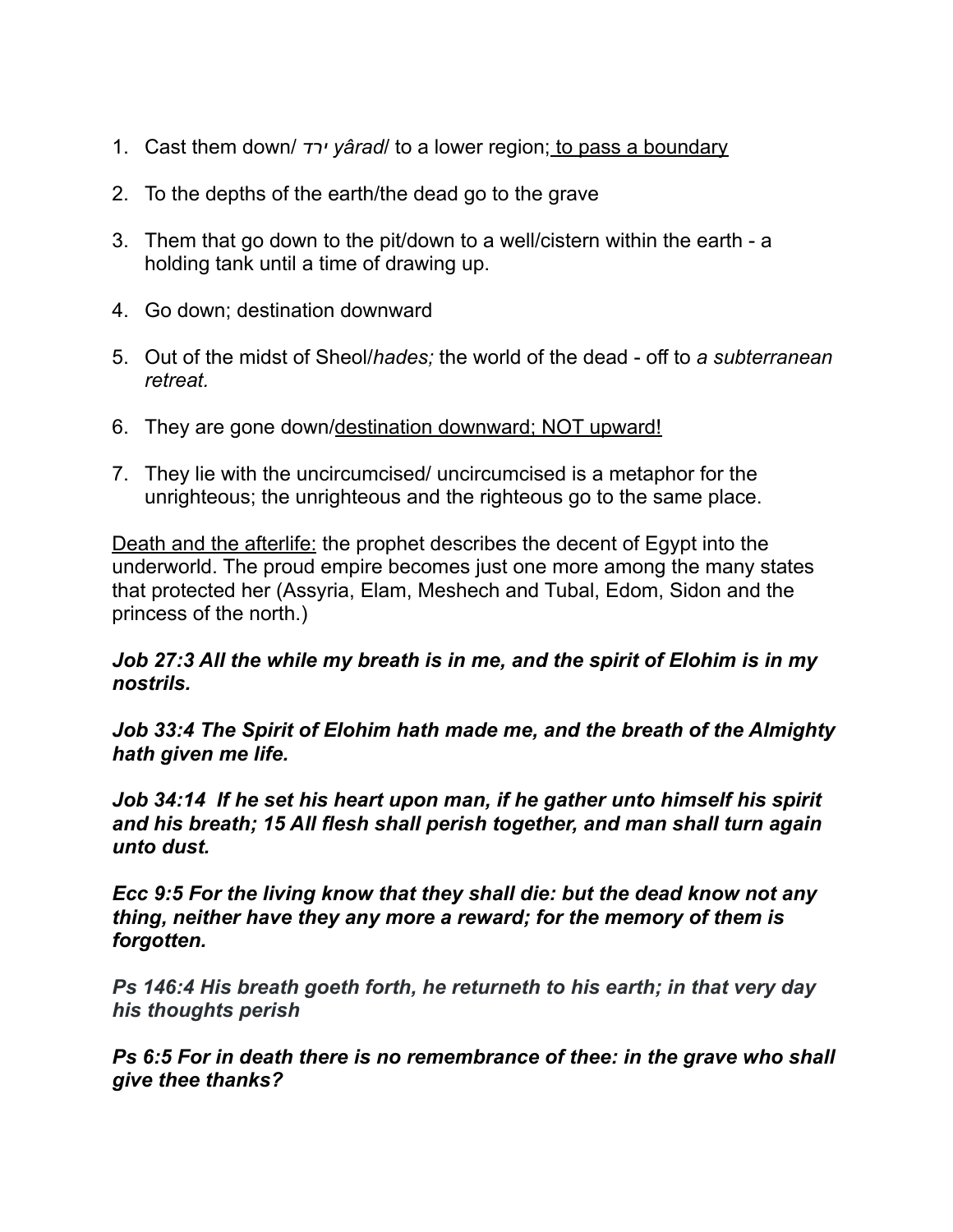1. Cast them down/ ירד *yârad*/ to a lower region; <u>to pass a boundary</u>

2. To the depths of the earth/the dead go to the grave

3. Them that go down to the pit/down to a well/cistern within the earth - a holding tank until a time of drawing up.

4. Go down; destination downward

5. Out of the midst of Sheol/*hades;* the world of the dead - off to *a subterranean retreat.*

6. They are gone down/<u>destination downward; NOT upward!</u>

7. They lie with the uncircumcised/ uncircumcised is a metaphor for the unrighteous; the unrighteous and the righteous go to the same place.

<u>Death and the afterlife:</u> the prophet describes the decent of Egypt into the underworld. The proud empire becomes just one more among the many states that protected her (Assyria, Elam, Meshech and Tubal, Edom, Sidon and the princess of the north.)

***Job 27:3 All the while my breath is in me, and the spirit of Elohim is in my nostrils.***

***Job 33:4 The Spirit of Elohim hath made me, and the breath of the Almighty hath given me life.***

***Job 34:14 If he set his heart upon man, if he gather unto himself his spirit and his breath; 15 All flesh shall perish together, and man shall turn again unto dust.***

***Ecc 9:5 For the living know that they shall die: but the dead know not any thing, neither have they any more a reward; for the memory of them is forgotten.***

***Ps 146:4 His breath goeth forth, he returneth to his earth; in that very day his thoughts perish***

***Ps 6:5 For in death there is no remembrance of thee: in the grave who shall give thee thanks?***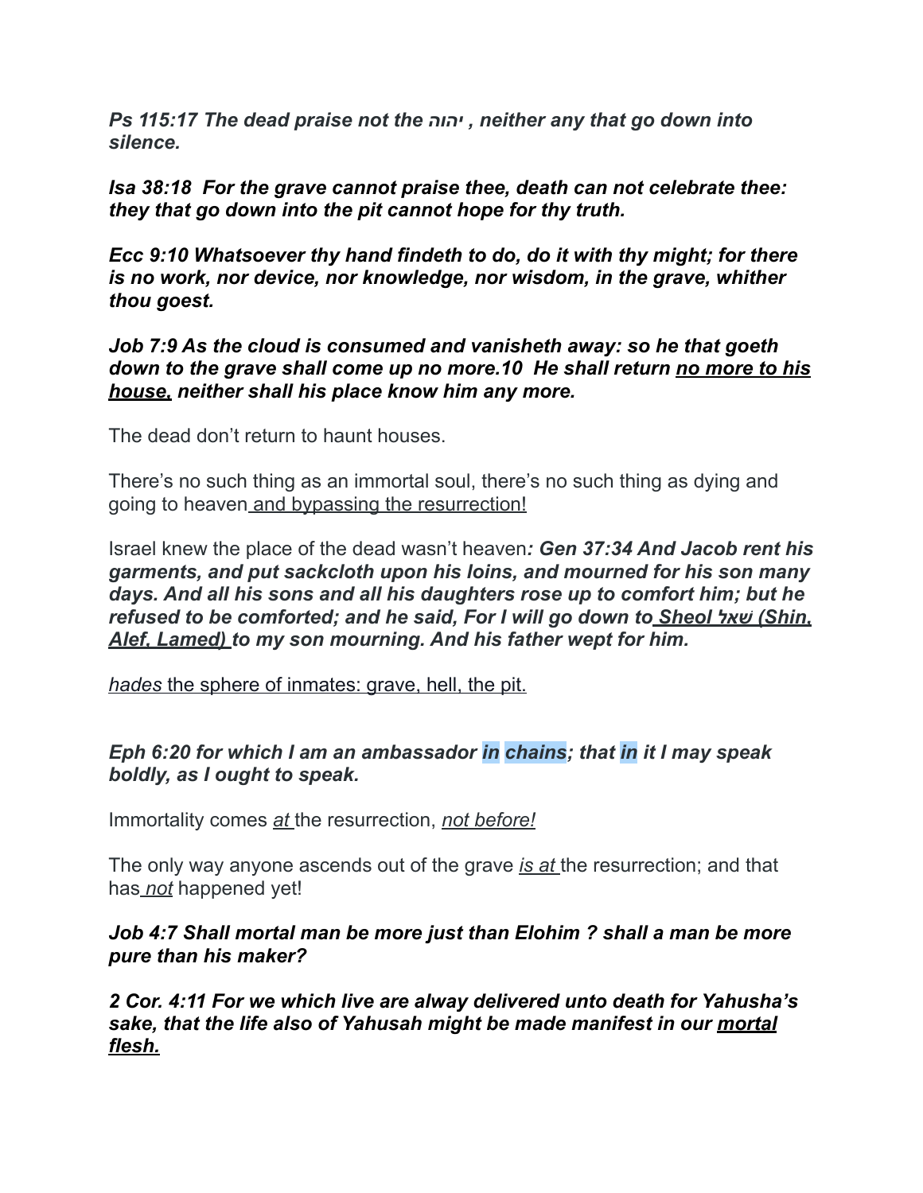***Ps 115:17 The dead praise not the יהוה , neither any that go down into silence.***

***Isa 38:18 For the grave cannot praise thee, death can not celebrate thee: they that go down into the pit cannot hope for thy truth.***

***Ecc 9:10 Whatsoever thy hand findeth to do, do it with thy might; for there is no work, nor device, nor knowledge, nor wisdom, in the grave, whither thou goest.***

***Job 7:9 As the cloud is consumed and vanisheth away: so he that goeth down to the grave shall come up no more.10 He shall return <u>no more to his house,</u> neither shall his place know him any more.***

The dead don't return to haunt houses.

There's no such thing as an immortal soul, there's no such thing as dying and going to heaven<u> and bypassing the resurrection!</u>

Israel knew the place of the dead wasn't heaven***: Gen 37:34 And Jacob rent his garments, and put sackcloth upon his loins, and mourned for his son many days. And all his sons and all his daughters rose up to comfort him; but he refused to be comforted; and he said, For I will go down to<u> Sheol שׁאל (Shin, Alef, Lamed) </u>to my son mourning. And his father wept for him.***

<u>*hades* the sphere of inmates: grave, hell, the pit.</u>

***Eph 6:20 for which I am an ambassador in chains; that in it I may speak boldly, as I ought to speak.***

Immortality comes <u>*at* </u>the resurrection, <u>*not before!*</u>

The only way anyone ascends out of the grave <u>*is at* </u>the resurrection; and that has<u> *not*</u> happened yet!

***Job 4:7 Shall mortal man be more just than Elohim ? shall a man be more pure than his maker?***

***2 Cor. 4:11 For we which live are alway delivered unto death for Yahusha's sake, that the life also of Yahusah might be made manifest in our <u>mortal flesh.</u>***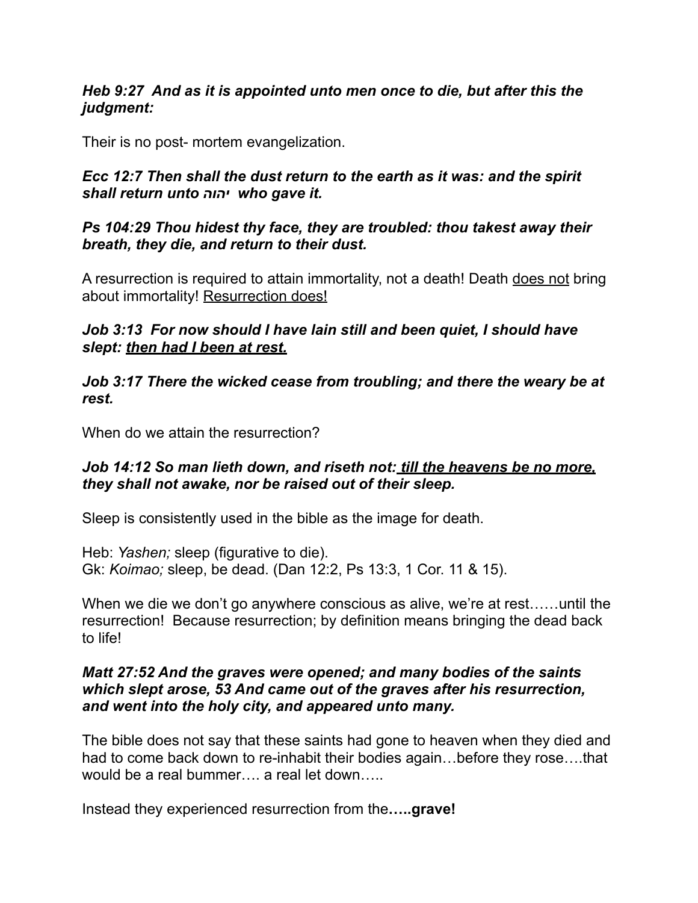***Heb 9:27  And as it is appointed unto men once to die, but after this the judgment:***

Their is no post- mortem evangelization.

***Ecc 12:7 Then shall the dust return to the earth as it was: and the spirit shall return unto יהוה  who gave it.***

***Ps 104:29 Thou hidest thy face, they are troubled: thou takest away their breath, they die, and return to their dust.***

A resurrection is required to attain immortality, not a death! Death <u>does not</u> bring about immortality! <u>Resurrection does!</u>

***Job 3:13  For now should I have lain still and been quiet, I should have slept: <u>then had I been at rest.</u>***

***Job 3:17 There the wicked cease from troubling; and there the weary be at rest.***

When do we attain the resurrection?

***Job 14:12 So man lieth down, and riseth not: <u>till the heavens be no more,</u> they shall not awake, nor be raised out of their sleep.***

Sleep is consistently used in the bible as the image for death.

Heb: *Yashen;* sleep (figurative to die).
Gk: *Koimao;* sleep, be dead. (Dan 12:2, Ps 13:3, 1 Cor. 11 & 15).

When we die we don't go anywhere conscious as alive, we're at rest……until the resurrection!  Because resurrection; by definition means bringing the dead back to life!

***Matt 27:52 And the graves were opened; and many bodies of the saints which slept arose, 53 And came out of the graves after his resurrection, and went into the holy city, and appeared unto many.***

The bible does not say that these saints had gone to heaven when they died and had to come back down to re-inhabit their bodies again…before they rose….that would be a real bummer…. a real let down…..

Instead they experienced resurrection from the**…..grave!**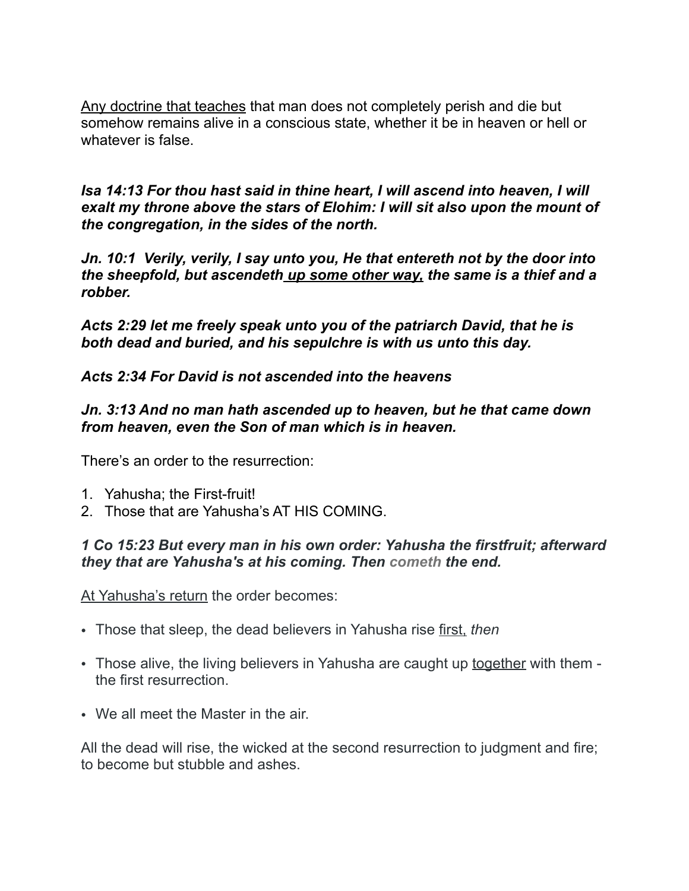<u>Any doctrine that teaches</u> that man does not completely perish and die but somehow remains alive in a conscious state, whether it be in heaven or hell or whatever is false.

***Isa 14:13 For thou hast said in thine heart, I will ascend into heaven, I will exalt my throne above the stars of Elohim: I will sit also upon the mount of the congregation, in the sides of the north.***

***Jn. 10:1  Verily, verily, I say unto you, He that entereth not by the door into the sheepfold, but ascendeth <u>up some other way,</u> the same is a thief and a robber.***

***Acts 2:29 let me freely speak unto you of the patriarch David, that he is both dead and buried, and his sepulchre is with us unto this day.***

***Acts 2:34 For David is not ascended into the heavens***

***Jn. 3:13 And no man hath ascended up to heaven, but he that came down from heaven, even the Son of man which is in heaven.***

There's an order to the resurrection:

1. Yahusha; the First-fruit!
2. Those that are Yahusha's AT HIS COMING.

***1 Co 15:23 But every man in his own order: Yahusha the firstfruit; afterward they that are Yahusha's at his coming. Then cometh the end.***

<u>At Yahusha's return</u> the order becomes:

- Those that sleep, the dead believers in Yahusha rise <u>first,</u> *then*
- Those alive, the living believers in Yahusha are caught up <u>together</u> with them - the first resurrection.
- We all meet the Master in the air.

All the dead will rise, the wicked at the second resurrection to judgment and fire; to become but stubble and ashes.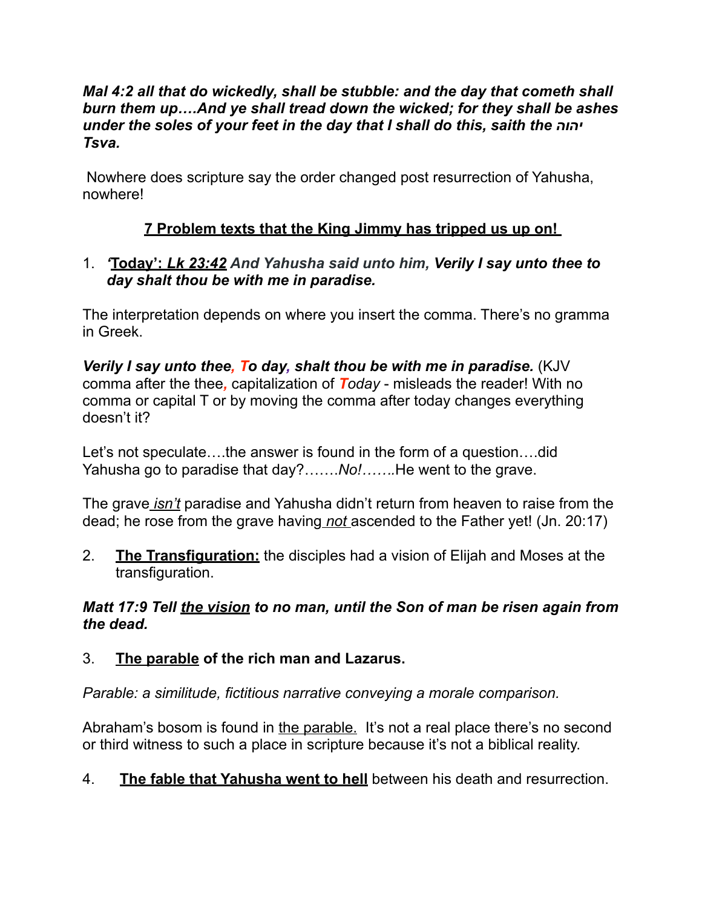***Mal 4:2 all that do wickedly, shall be stubble: and the day that cometh shall burn them up….And ye shall tread down the wicked; for they shall be ashes under the soles of your feet in the day that I shall do this, saith the יהוה Tsva.***

Nowhere does scripture say the order changed post resurrection of Yahusha, nowhere!

## 7 Problem texts that the King Jimmy has tripped us up on!

1. ***'Today': Lk 23:42** And Yahusha said unto him, **Verily I say unto thee to day shalt thou be with me in paradise.***

The interpretation depends on where you insert the comma. There's no gramma in Greek.

***Verily I say unto thee, To day, shalt thou be with me in paradise.*** (KJV comma after the thee*,* capitalization of ***T**oday* - misleads the reader! With no comma or capital T or by moving the comma after today changes everything doesn't it?

Let's not speculate….the answer is found in the form of a question….did Yahusha go to paradise that day?…….*No!*…….He went to the grave.

The grave *isn't* paradise and Yahusha didn't return from heaven to raise from the dead; he rose from the grave having *not* ascended to the Father yet! (Jn. 20:17)

2. **The Transfiguration:** the disciples had a vision of Elijah and Moses at the transfiguration.

***Matt 17:9 Tell the vision to no man, until the Son of man be risen again from the dead.***

3. **The parable of the rich man and Lazarus.**

*Parable: a similitude, fictitious narrative conveying a morale comparison.*

Abraham's bosom is found in the parable. It's not a real place there's no second or third witness to such a place in scripture because it's not a biblical reality.

4. **The fable that Yahusha went to hell** between his death and resurrection.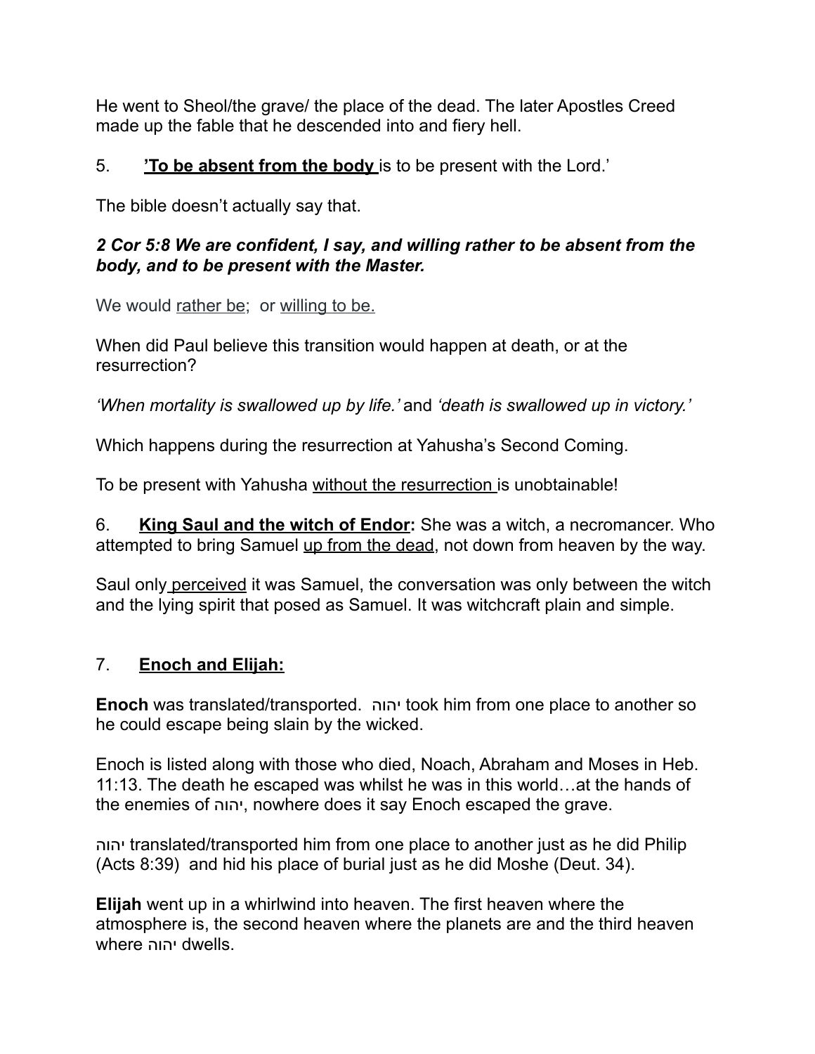He went to Sheol/the grave/ the place of the dead. The later Apostles Creed made up the fable that he descended into and fiery hell.

5. **'To be absent from the body** is to be present with the Lord.'

The bible doesn't actually say that.

***2 Cor 5:8 We are confident, I say, and willing rather to be absent from the body, and to be present with the Master.***

We would <u>rather be</u>; or <u>willing to be.</u>

When did Paul believe this transition would happen at death, or at the resurrection?

*'When mortality is swallowed up by life.'* and *'death is swallowed up in victory.'*

Which happens during the resurrection at Yahusha's Second Coming.

To be present with Yahusha <u>without the resurrection</u> is unobtainable!

6. **King Saul and the witch of Endor:** She was a witch, a necromancer. Who attempted to bring Samuel <u>up from the dead</u>, not down from heaven by the way.

Saul only <u>perceived</u> it was Samuel, the conversation was only between the witch and the lying spirit that posed as Samuel. It was witchcraft plain and simple.

7. **Enoch and Elijah:**

**Enoch** was translated/transported. יהוה took him from one place to another so he could escape being slain by the wicked.

Enoch is listed along with those who died, Noach, Abraham and Moses in Heb. 11:13. The death he escaped was whilst he was in this world…at the hands of the enemies of יהוה, nowhere does it say Enoch escaped the grave.

יהוה translated/transported him from one place to another just as he did Philip (Acts 8:39) and hid his place of burial just as he did Moshe (Deut. 34).

**Elijah** went up in a whirlwind into heaven. The first heaven where the atmosphere is, the second heaven where the planets are and the third heaven where יהוה dwells.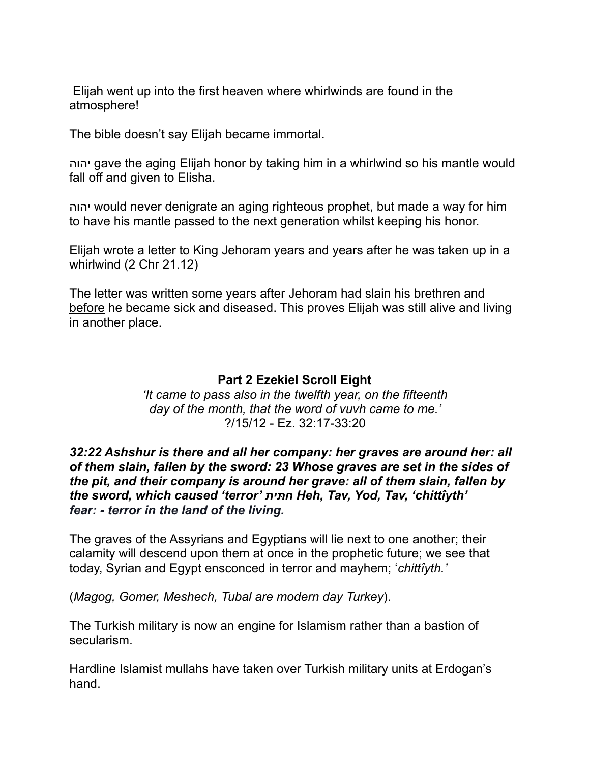Elijah went up into the first heaven where whirlwinds are found in the atmosphere!

The bible doesn't say Elijah became immortal.

יהוה gave the aging Elijah honor by taking him in a whirlwind so his mantle would fall off and given to Elisha.

יהוה would never denigrate an aging righteous prophet, but made a way for him to have his mantle passed to the next generation whilst keeping his honor.

Elijah wrote a letter to King Jehoram years and years after he was taken up in a whirlwind (2 Chr 21.12)

The letter was written some years after Jehoram had slain his brethren and <u>before</u> he became sick and diseased. This proves Elijah was still alive and living in another place.

## Part 2 Ezekiel Scroll Eight

*'It came to pass also in the twelfth year, on the fifteenth day of the month, that the word of vuvh came to me.'*
?/15/12 - Ez. 32:17-33:20

***32:22 Ashshur is there and all her company: her graves are around her: all of them slain, fallen by the sword: 23 Whose graves are set in the sides of the pit, and their company is around her grave: all of them slain, fallen by the sword, which caused 'terror' חתית Heh, Tav, Yod, Tav, 'chittîyth' fear: - terror in the land of the living.***

The graves of the Assyrians and Egyptians will lie next to one another; their calamity will descend upon them at once in the prophetic future; we see that today, Syrian and Egypt ensconced in terror and mayhem; '*chittîyth.'*

(*Magog, Gomer, Meshech, Tubal are modern day Turkey*).

The Turkish military is now an engine for Islamism rather than a bastion of secularism.

Hardline Islamist mullahs have taken over Turkish military units at Erdogan's hand.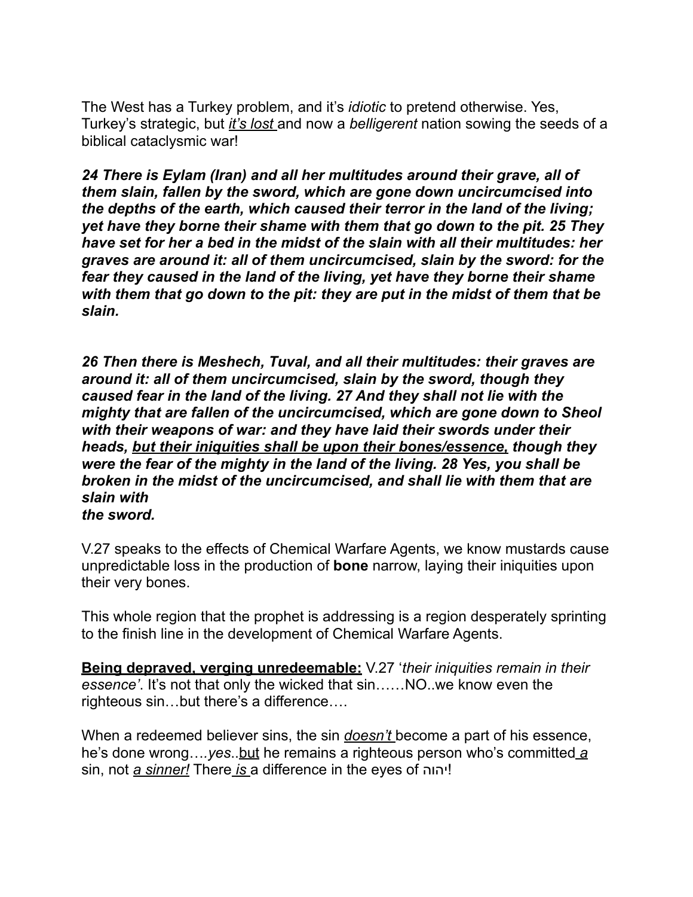The West has a Turkey problem, and it's *idiotic* to pretend otherwise. Yes, Turkey's strategic, but *it's lost* and now a *belligerent* nation sowing the seeds of a biblical cataclysmic war!

***24 There is Eylam (Iran) and all her multitudes around their grave, all of them slain, fallen by the sword, which are gone down uncircumcised into the depths of the earth, which caused their terror in the land of the living; yet have they borne their shame with them that go down to the pit. 25 They have set for her a bed in the midst of the slain with all their multitudes: her graves are around it: all of them uncircumcised, slain by the sword: for the fear they caused in the land of the living, yet have they borne their shame with them that go down to the pit: they are put in the midst of them that be slain.***

***26 Then there is Meshech, Tuval, and all their multitudes: their graves are around it: all of them uncircumcised, slain by the sword, though they caused fear in the land of the living. 27 And they shall not lie with the mighty that are fallen of the uncircumcised, which are gone down to Sheol with their weapons of war: and they have laid their swords under their heads, <u>but their iniquities shall be upon their bones/essence,</u> though they were the fear of the mighty in the land of the living. 28 Yes, you shall be broken in the midst of the uncircumcised, and shall lie with them that are slain with the sword.***

V.27 speaks to the effects of Chemical Warfare Agents, we know mustards cause unpredictable loss in the production of **bone** narrow, laying their iniquities upon their very bones.

This whole region that the prophet is addressing is a region desperately sprinting to the finish line in the development of Chemical Warfare Agents.

**<u>Being depraved, verging unredeemable:</u>** V.27 '*their iniquities remain in their essence'*. It's not that only the wicked that sin……NO..we know even the righteous sin…but there's a difference….

When a redeemed believer sins, the sin ***doesn't*** become a part of his essence, he's done wrong….*yes*..<u>but</u> he remains a righteous person who's committed *<u>a</u>* sin, not *<u>a sinner!</u>* There *<u>is</u>* a difference in the eyes of יהוה!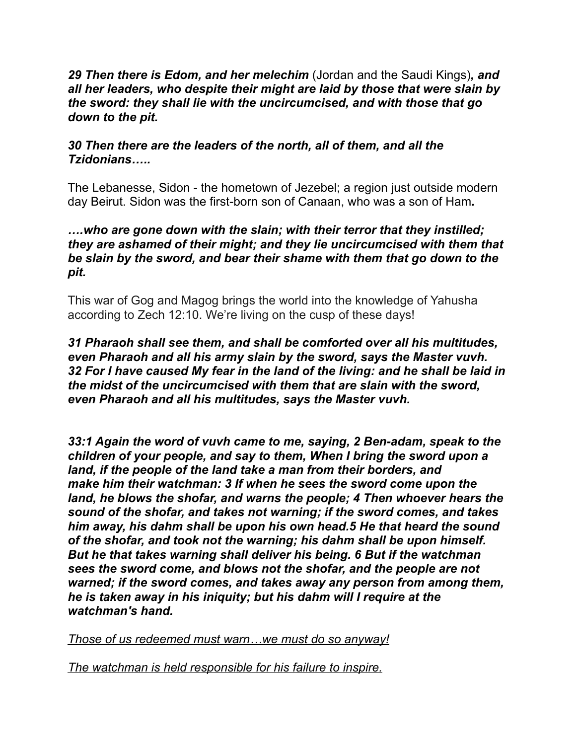***29 Then there is Edom, and her melechim*** (Jordan and the Saudi Kings)***, and all her leaders, who despite their might are laid by those that were slain by the sword: they shall lie with the uncircumcised, and with those that go down to the pit.***

***30 Then there are the leaders of the north, all of them, and all the Tzidonians…..***

The Lebanesse, Sidon - the hometown of Jezebel; a region just outside modern day Beirut. Sidon was the first-born son of Canaan, who was a son of Ham***.***

***….who are gone down with the slain; with their terror that they instilled; they are ashamed of their might; and they lie uncircumcised with them that be slain by the sword, and bear their shame with them that go down to the pit.***

This war of Gog and Magog brings the world into the knowledge of Yahusha according to Zech 12:10. We're living on the cusp of these days!

***31 Pharaoh shall see them, and shall be comforted over all his multitudes, even Pharaoh and all his army slain by the sword, says the Master vuvh. 32 For I have caused My fear in the land of the living: and he shall be laid in the midst of the uncircumcised with them that are slain with the sword, even Pharaoh and all his multitudes, says the Master vuvh.***

***33:1 Again the word of vuvh came to me, saying, 2 Ben-adam, speak to the children of your people, and say to them, When I bring the sword upon a land, if the people of the land take a man from their borders, and make him their watchman: 3 If when he sees the sword come upon the land, he blows the shofar, and warns the people; 4 Then whoever hears the sound of the shofar, and takes not warning; if the sword comes, and takes him away, his dahm shall be upon his own head.5 He that heard the sound of the shofar, and took not the warning; his dahm shall be upon himself. But he that takes warning shall deliver his being. 6 But if the watchman sees the sword come, and blows not the shofar, and the people are not warned; if the sword comes, and takes away any person from among them, he is taken away in his iniquity; but his dahm will I require at the watchman's hand.***

<u>*Those of us redeemed must warn…we must do so anyway!*</u>

<u>*The watchman is held responsible for his failure to inspire.*</u>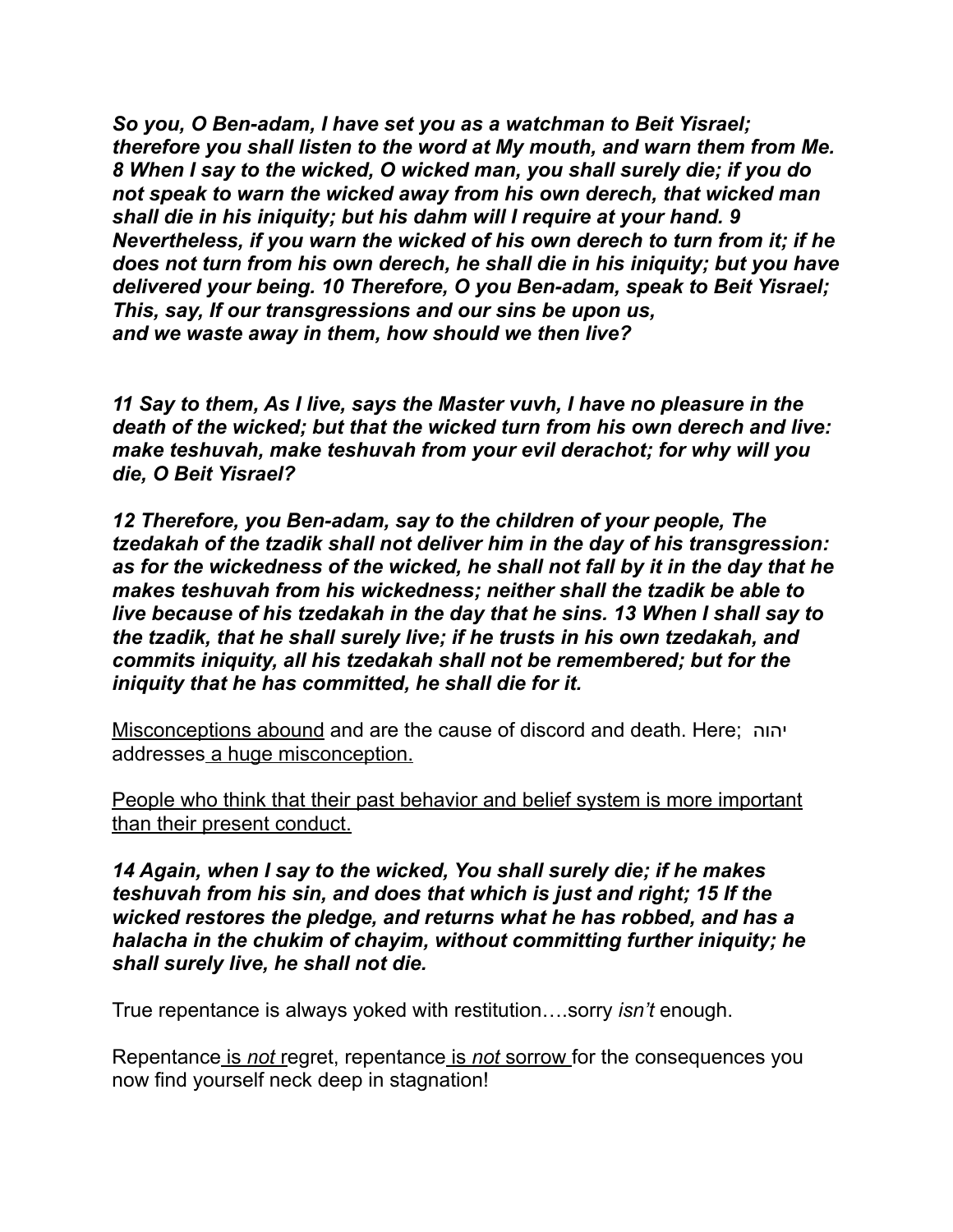***So you, O Ben-adam, I have set you as a watchman to Beit Yisrael; therefore you shall listen to the word at My mouth, and warn them from Me. 8 When I say to the wicked, O wicked man, you shall surely die; if you do not speak to warn the wicked away from his own derech, that wicked man shall die in his iniquity; but his dahm will I require at your hand. 9 Nevertheless, if you warn the wicked of his own derech to turn from it; if he does not turn from his own derech, he shall die in his iniquity; but you have delivered your being. 10 Therefore, O you Ben-adam, speak to Beit Yisrael; This, say, If our transgressions and our sins be upon us, and we waste away in them, how should we then live?***

***11 Say to them, As I live, says the Master vuvh, I have no pleasure in the death of the wicked; but that the wicked turn from his own derech and live: make teshuvah, make teshuvah from your evil derachot; for why will you die, O Beit Yisrael?***

***12 Therefore, you Ben-adam, say to the children of your people, The tzedakah of the tzadik shall not deliver him in the day of his transgression: as for the wickedness of the wicked, he shall not fall by it in the day that he makes teshuvah from his wickedness; neither shall the tzadik be able to live because of his tzedakah in the day that he sins. 13 When I shall say to the tzadik, that he shall surely live; if he trusts in his own tzedakah, and commits iniquity, all his tzedakah shall not be remembered; but for the iniquity that he has committed, he shall die for it.***

<u>Misconceptions abound</u> and are the cause of discord and death. Here; יהוה addresses <u>a huge misconception.</u>

<u>People who think that their past behavior and belief system is more important than their present conduct.</u>

***14 Again, when I say to the wicked, You shall surely die; if he makes teshuvah from his sin, and does that which is just and right; 15 If the wicked restores the pledge, and returns what he has robbed, and has a halacha in the chukim of chayim, without committing further iniquity; he shall surely live, he shall not die.***

True repentance is always yoked with restitution….sorry *isn't* enough.

Repentance <u>is *not* r</u>egret, repentance <u>is *not* sorrow</u> for the consequences you now find yourself neck deep in stagnation!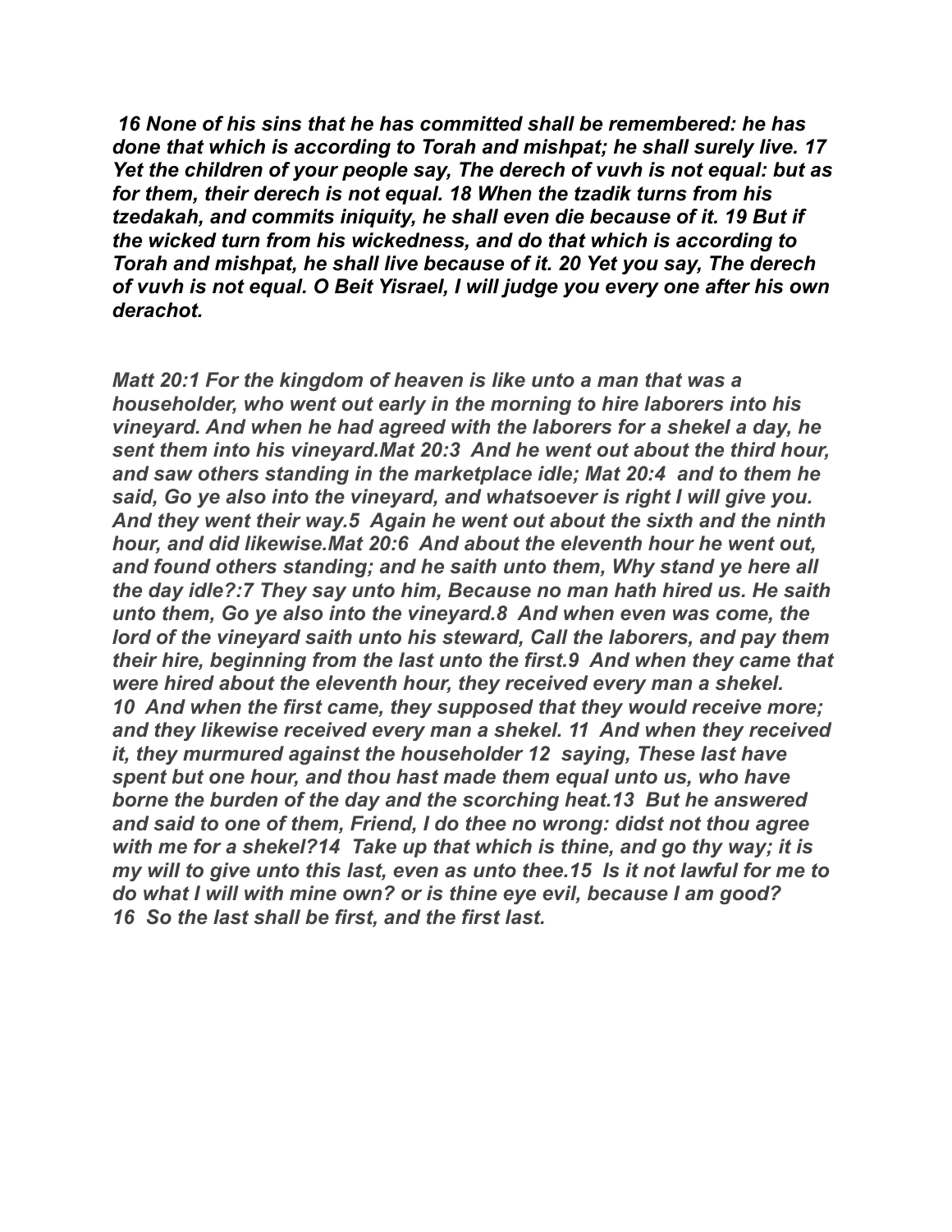*16 None of his sins that he has committed shall be remembered: he has done that which is according to Torah and mishpat; he shall surely live. 17 Yet the children of your people say, The derech of vuvh is not equal: but as for them, their derech is not equal. 18 When the tzadik turns from his tzedakah, and commits iniquity, he shall even die because of it. 19 But if the wicked turn from his wickedness, and do that which is according to Torah and mishpat, he shall live because of it. 20 Yet you say, The derech of vuvh is not equal. O Beit Yisrael, I will judge you every one after his own derachot.*

*Matt 20:1 For the kingdom of heaven is like unto a man that was a householder, who went out early in the morning to hire laborers into his vineyard. And when he had agreed with the laborers for a shekel a day, he sent them into his vineyard.Mat 20:3 And he went out about the third hour, and saw others standing in the marketplace idle; Mat 20:4 and to them he said, Go ye also into the vineyard, and whatsoever is right I will give you. And they went their way.5 Again he went out about the sixth and the ninth hour, and did likewise.Mat 20:6 And about the eleventh hour he went out, and found others standing; and he saith unto them, Why stand ye here all the day idle?:7 They say unto him, Because no man hath hired us. He saith unto them, Go ye also into the vineyard.8 And when even was come, the lord of the vineyard saith unto his steward, Call the laborers, and pay them their hire, beginning from the last unto the first.9 And when they came that were hired about the eleventh hour, they received every man a shekel. 10 And when the first came, they supposed that they would receive more; and they likewise received every man a shekel. 11 And when they received it, they murmured against the householder 12 saying, These last have spent but one hour, and thou hast made them equal unto us, who have borne the burden of the day and the scorching heat.13 But he answered and said to one of them, Friend, I do thee no wrong: didst not thou agree with me for a shekel?14 Take up that which is thine, and go thy way; it is my will to give unto this last, even as unto thee.15 Is it not lawful for me to do what I will with mine own? or is thine eye evil, because I am good? 16 So the last shall be first, and the first last.*